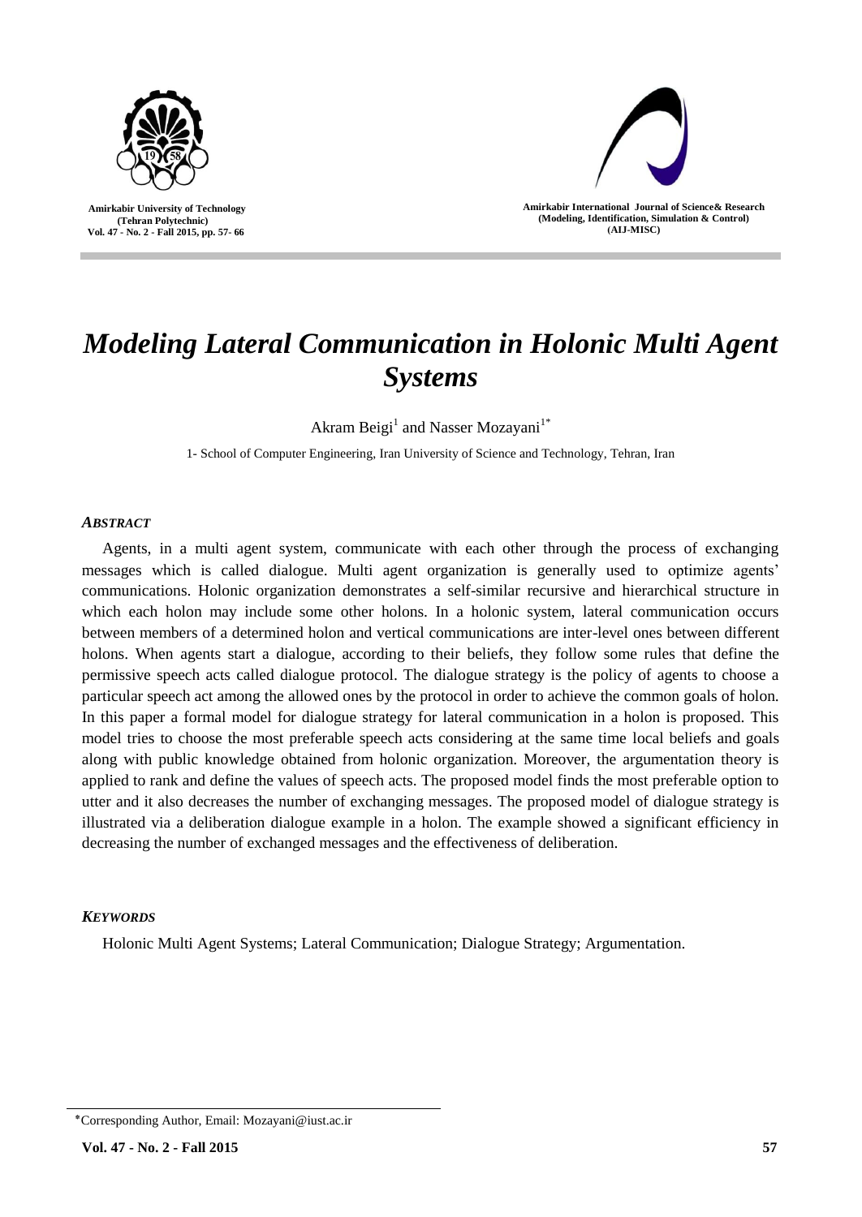# *Modeling Lateral Communication in Holonic Multi Agent Systems*

Akram Beigi[1] and Nasser Mozayani[1*]

1- School of Computer Engineering, Iran University of Science and Technology, Tehran, Iran

### *ABSTRACT*

Agents, in a multi agent system, communicate with each other through the process of exchanging messages which is called dialogue. Multi agent organization is generally used to optimize agents' communications. Holonic organization demonstrates a self-similar recursive and hierarchical structure in which each holon may include some other holons. In a holonic system, lateral communication occurs between members of a determined holon and vertical communications are inter-level ones between different holons. When agents start a dialogue, according to their beliefs, they follow some rules that define the permissive speech acts called dialogue protocol. The dialogue strategy is the policy of agents to choose a particular speech act among the allowed ones by the protocol in order to achieve the common goals of holon. In this paper a formal model for dialogue strategy for lateral communication in a holon is proposed. This model tries to choose the most preferable speech acts considering at the same time local beliefs and goals along with public knowledge obtained from holonic organization. Moreover, the argumentation theory is applied to rank and define the values of speech acts. The proposed model finds the most preferable option to utter and it also decreases the number of exchanging messages. The proposed model of dialogue strategy is illustrated via a deliberation dialogue example in a holon. The example showed a significant efficiency in decreasing the number of exchanged messages and the effectiveness of deliberation.

### *KEYWORDS*

Holonic Multi Agent Systems; Lateral Communication; Dialogue Strategy; Argumentation.

---

*Corresponding Author, Email: Mozayani@iust.ac.ir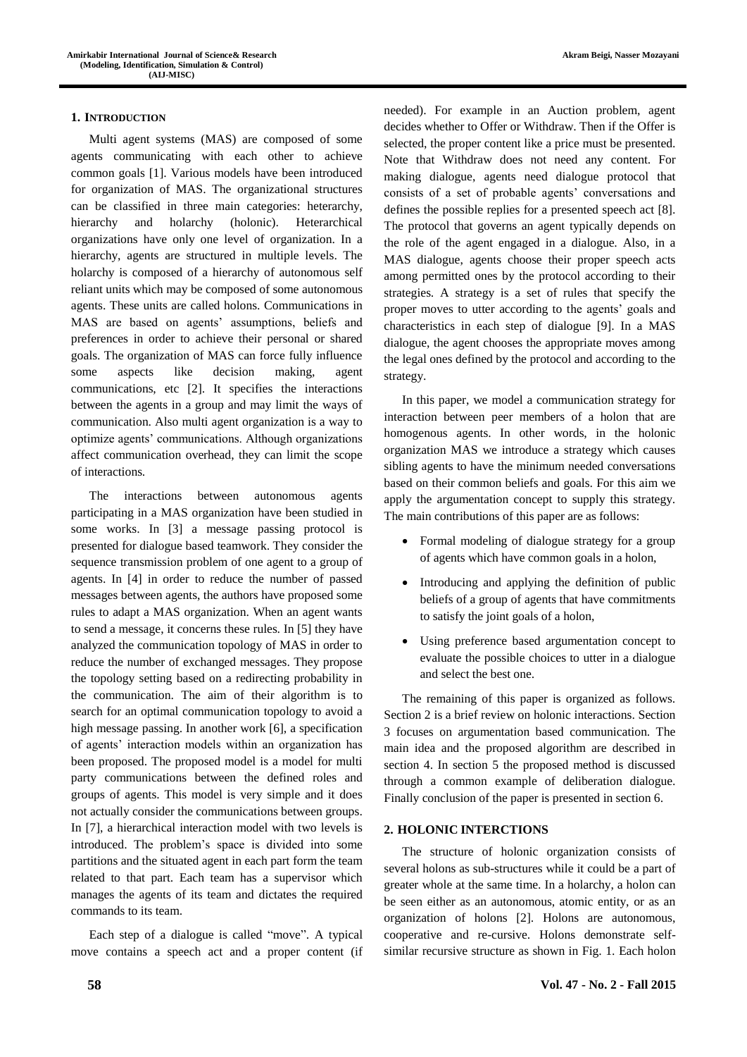## 1. INTRODUCTION

Multi agent systems (MAS) are composed of some agents communicating with each other to achieve common goals [1]. Various models have been introduced for organization of MAS. The organizational structures can be classified in three main categories: heterarchy, hierarchy and holarchy (holonic). Heterarchical organizations have only one level of organization. In a hierarchy, agents are structured in multiple levels. The holarchy is composed of a hierarchy of autonomous self reliant units which may be composed of some autonomous agents. These units are called holons. Communications in MAS are based on agents' assumptions, beliefs and preferences in order to achieve their personal or shared goals. The organization of MAS can force fully influence some aspects like decision making, agent communications, etc [2]. It specifies the interactions between the agents in a group and may limit the ways of communication. Also multi agent organization is a way to optimize agents' communications. Although organizations affect communication overhead, they can limit the scope of interactions.

The interactions between autonomous agents participating in a MAS organization have been studied in some works. In [3] a message passing protocol is presented for dialogue based teamwork. They consider the sequence transmission problem of one agent to a group of agents. In [4] in order to reduce the number of passed messages between agents, the authors have proposed some rules to adapt a MAS organization. When an agent wants to send a message, it concerns these rules. In [5] they have analyzed the communication topology of MAS in order to reduce the number of exchanged messages. They propose the topology setting based on a redirecting probability in the communication. The aim of their algorithm is to search for an optimal communication topology to avoid a high message passing. In another work [6], a specification of agents' interaction models within an organization has been proposed. The proposed model is a model for multi party communications between the defined roles and groups of agents. This model is very simple and it does not actually consider the communications between groups. In [7], a hierarchical interaction model with two levels is introduced. The problem's space is divided into some partitions and the situated agent in each part form the team related to that part. Each team has a supervisor which manages the agents of its team and dictates the required commands to its team.

Each step of a dialogue is called "move". A typical move contains a speech act and a proper content (if needed). For example in an Auction problem, agent decides whether to Offer or Withdraw. Then if the Offer is selected, the proper content like a price must be presented. Note that Withdraw does not need any content. For making dialogue, agents need dialogue protocol that consists of a set of probable agents' conversations and defines the possible replies for a presented speech act [8]. The protocol that governs an agent typically depends on the role of the agent engaged in a dialogue. Also, in a MAS dialogue, agents choose their proper speech acts among permitted ones by the protocol according to their strategies. A strategy is a set of rules that specify the proper moves to utter according to the agents' goals and characteristics in each step of dialogue [9]. In a MAS dialogue, the agent chooses the appropriate moves among the legal ones defined by the protocol and according to the strategy.

In this paper, we model a communication strategy for interaction between peer members of a holon that are homogenous agents. In other words, in the holonic organization MAS we introduce a strategy which causes sibling agents to have the minimum needed conversations based on their common beliefs and goals. For this aim we apply the argumentation concept to supply this strategy. The main contributions of this paper are as follows:

- Formal modeling of dialogue strategy for a group of agents which have common goals in a holon,
- Introducing and applying the definition of public beliefs of a group of agents that have commitments to satisfy the joint goals of a holon,
- Using preference based argumentation concept to evaluate the possible choices to utter in a dialogue and select the best one.

The remaining of this paper is organized as follows. Section 2 is a brief review on holonic interactions. Section 3 focuses on argumentation based communication. The main idea and the proposed algorithm are described in section 4. In section 5 the proposed method is discussed through a common example of deliberation dialogue. Finally conclusion of the paper is presented in section 6.

## 2. HOLONIC INTERCTIONS

The structure of holonic organization consists of several holons as sub-structures while it could be a part of greater whole at the same time. In a holarchy, a holon can be seen either as an autonomous, atomic entity, or as an organization of holons [2]. Holons are autonomous, cooperative and re-cursive. Holons demonstrate self-similar recursive structure as shown in Fig. 1. Each holon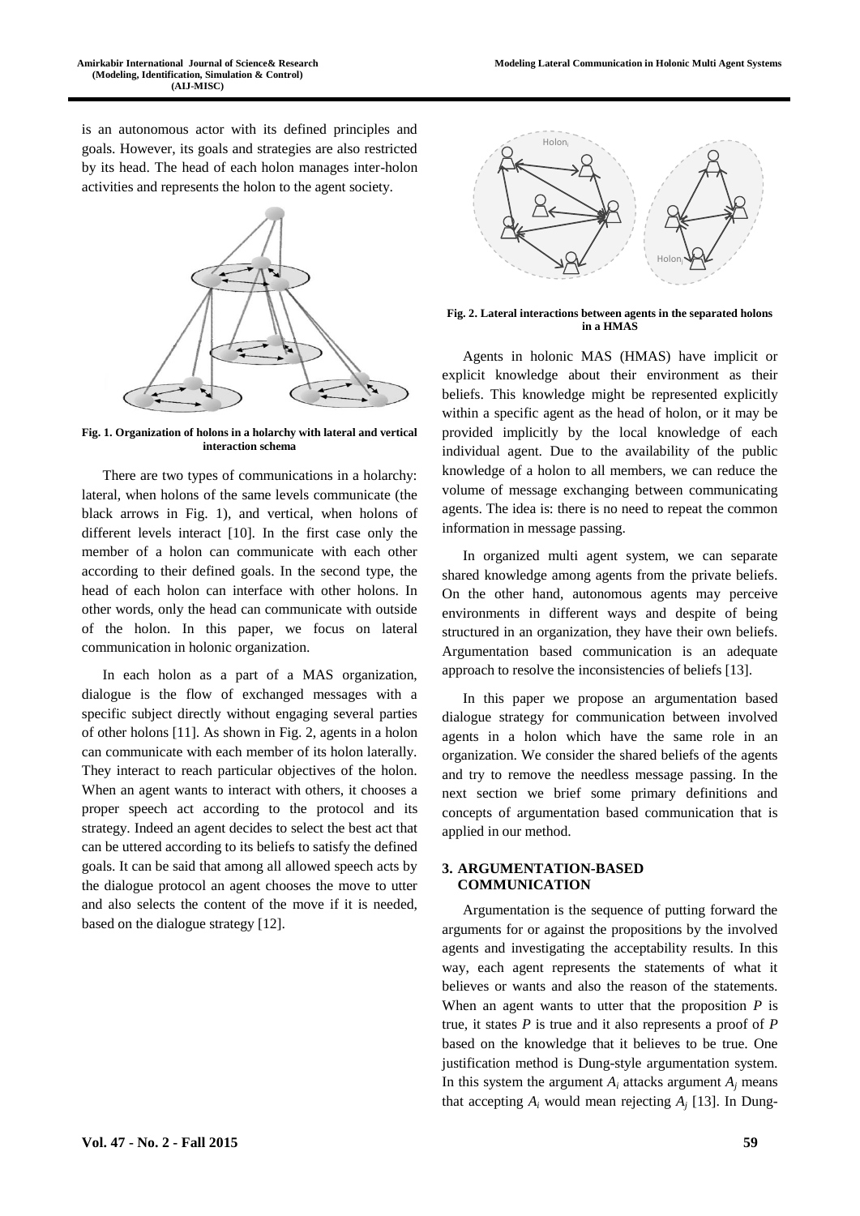is an autonomous actor with its defined principles and goals. However, its goals and strategies are also restricted by its head. The head of each holon manages inter-holon activities and represents the holon to the agent society.

**Fig. 1. Organization of holons in a holarchy with lateral and vertical interaction schema**

There are two types of communications in a holarchy: lateral, when holons of the same levels communicate (the black arrows in Fig. 1), and vertical, when holons of different levels interact [10]. In the first case only the member of a holon can communicate with each other according to their defined goals. In the second type, the head of each holon can interface with other holons. In other words, only the head can communicate with outside of the holon. In this paper, we focus on lateral communication in holonic organization.

In each holon as a part of a MAS organization, dialogue is the flow of exchanged messages with a specific subject directly without engaging several parties of other holons [11]. As shown in Fig. 2, agents in a holon can communicate with each member of its holon laterally. They interact to reach particular objectives of the holon. When an agent wants to interact with others, it chooses a proper speech act according to the protocol and its strategy. Indeed an agent decides to select the best act that can be uttered according to its beliefs to satisfy the defined goals. It can be said that among all allowed speech acts by the dialogue protocol an agent chooses the move to utter and also selects the content of the move if it is needed, based on the dialogue strategy [12].

**Fig. 2. Lateral interactions between agents in the separated holons in a HMAS**

Agents in holonic MAS (HMAS) have implicit or explicit knowledge about their environment as their beliefs. This knowledge might be represented explicitly within a specific agent as the head of holon, or it may be provided implicitly by the local knowledge of each individual agent. Due to the availability of the public knowledge of a holon to all members, we can reduce the volume of message exchanging between communicating agents. The idea is: there is no need to repeat the common information in message passing.

In organized multi agent system, we can separate shared knowledge among agents from the private beliefs. On the other hand, autonomous agents may perceive environments in different ways and despite of being structured in an organization, they have their own beliefs. Argumentation based communication is an adequate approach to resolve the inconsistencies of beliefs [13].

In this paper we propose an argumentation based dialogue strategy for communication between involved agents in a holon which have the same role in an organization. We consider the shared beliefs of the agents and try to remove the needless message passing. In the next section we brief some primary definitions and concepts of argumentation based communication that is applied in our method.

## 3. ARGUMENTATION-BASED COMMUNICATION

Argumentation is the sequence of putting forward the arguments for or against the propositions by the involved agents and investigating the acceptability results. In this way, each agent represents the statements of what it believes or wants and also the reason of the statements. When an agent wants to utter that the proposition $P$ is true, it states $P$ is true and it also represents a proof of $P$ based on the knowledge that it believes to be true. One justification method is Dung-style argumentation system. In this system the argument $A_i$ attacks argument $A_j$ means that accepting $A_i$ would mean rejecting $A_j$ [13]. In Dung-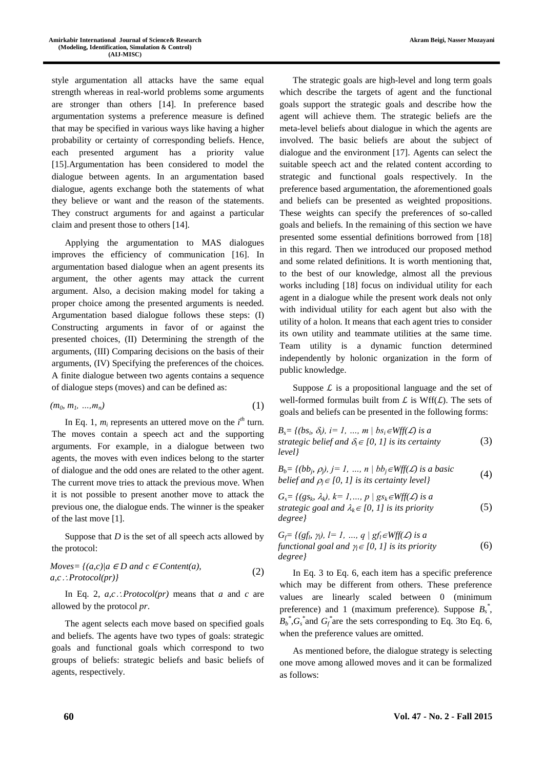style argumentation all attacks have the same equal strength whereas in real-world problems some arguments are stronger than others [14]. In preference based argumentation systems a preference measure is defined that may be specified in various ways like having a higher probability or certainty of corresponding beliefs. Hence, each presented argument has a priority value [15].Argumentation has been considered to model the dialogue between agents. In an argumentation based dialogue, agents exchange both the statements of what they believe or want and the reason of the statements. They construct arguments for and against a particular claim and present those to others [14].

Applying the argumentation to MAS dialogues improves the efficiency of communication [16]. In argumentation based dialogue when an agent presents its argument, the other agents may attack the current argument. Also, a decision making model for taking a proper choice among the presented arguments is needed. Argumentation based dialogue follows these steps: (I) Constructing arguments in favor of or against the presented choices, (II) Determining the strength of the arguments, (III) Comparing decisions on the basis of their arguments, (IV) Specifying the preferences of the choices. A finite dialogue between two agents contains a sequence of dialogue steps (moves) and can be defined as:

$$(m_0, m_1, \dots, m_n) \tag{1}$$

In Eq. 1, $m_i$ represents an uttered move on the $i^{th}$ turn. The moves contain a speech act and the supporting arguments. For example, in a dialogue between two agents, the moves with even indices belong to the starter of dialogue and the odd ones are related to the other agent. The current move tries to attack the previous move. When it is not possible to present another move to attack the previous one, the dialogue ends. The winner is the speaker of the last move [1].

Suppose that $D$ is the set of all speech acts allowed by the protocol:

$$Moves = \{(a,c) \mid a \in D \text{ and } c \in Content(a),\ a,c \therefore Protocol(pr)\} \tag{2}$$

In Eq. 2, $a,c \therefore Protocol(pr)$ means that $a$ and $c$ are allowed by the protocol $pr$.

The agent selects each move based on specified goals and beliefs. The agents have two types of goals: strategic goals and functional goals which correspond to two groups of beliefs: strategic beliefs and basic beliefs of agents, respectively.

The strategic goals are high-level and long term goals which describe the targets of agent and the functional goals support the strategic goals and describe how the agent will achieve them. The strategic beliefs are the meta-level beliefs about dialogue in which the agents are involved. The basic beliefs are about the subject of dialogue and the environment [17]. Agents can select the suitable speech act and the related content according to strategic and functional goals respectively. In the preference based argumentation, the aforementioned goals and beliefs can be presented as weighted propositions. These weights can specify the preferences of so-called goals and beliefs. In the remaining of this section we have presented some essential definitions borrowed from [18] in this regard. Then we introduced our proposed method and some related definitions. It is worth mentioning that, to the best of our knowledge, almost all the previous works including [18] focus on individual utility for each agent in a dialogue while the present work deals not only with individual utility for each agent but also with the utility of a holon. It means that each agent tries to consider its own utility and teammate utilities at the same time. Team utility is a dynamic function determined independently by holonic organization in the form of public knowledge.

Suppose $\mathcal{L}$ is a propositional language and the set of well-formed formulas built from $\mathcal{L}$ is Wff($\mathcal{L}$). The sets of goals and beliefs can be presented in the following forms:

$$B_s = \{(bs_i, \delta_i),\ i = 1, \dots, m \mid bs_i \in Wff(\mathcal{L}) \text{ is a strategic belief and } \delta_i \in [0, 1] \text{ is its certainty level}\} \tag{3}$$

$$B_b = \{(bb_j, \rho_j),\ j = 1, \dots, n \mid bb_j \in Wff(\mathcal{L}) \text{ is a basic belief and } \rho_j \in [0, 1] \text{ is its certainty level}\} \tag{4}$$

$$G_s = \{(gs_k, \lambda_k),\ k = 1, \dots, p \mid gs_k \in Wff(\mathcal{L}) \text{ is a strategic goal and } \lambda_k \in [0, 1] \text{ is its priority degree}\} \tag{5}$$

$$G_f = \{(gf_l, \gamma_l),\ l = 1, \dots, q \mid gf_l \in Wff(\mathcal{L}) \text{ is a functional goal and } \gamma_l \in [0, 1] \text{ is its priority degree}\} \tag{6}$$

In Eq. 3 to Eq. 6, each item has a specific preference which may be different from others. These preference values are linearly scaled between 0 (minimum preference) and 1 (maximum preference). Suppose $B_s^*$, $B_b^*$, $G_s^*$ and $G_f^*$ are the sets corresponding to Eq. 3to Eq. 6, when the preference values are omitted.

As mentioned before, the dialogue strategy is selecting one move among allowed moves and it can be formalized as follows: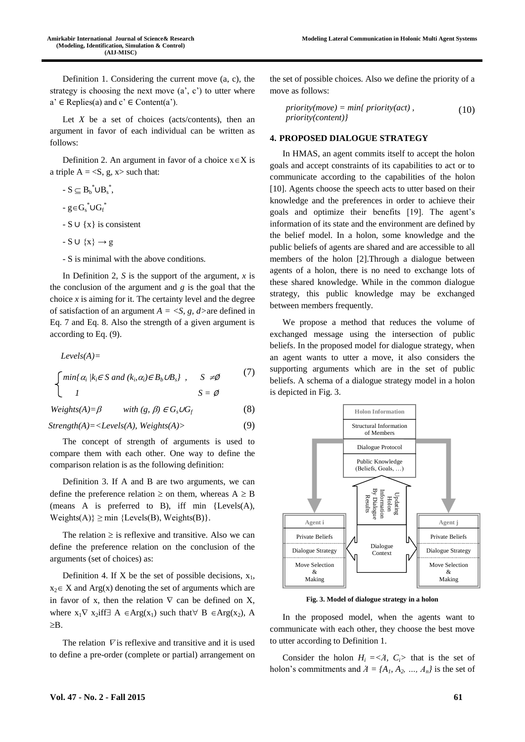Definition 1. Considering the current move (a, c), the strategy is choosing the next move (a', c') to utter where a' ∈ Replies(a) and c' ∈ Content(a').

Let $X$ be a set of choices (acts/contents), then an argument in favor of each individual can be written as follows:

Definition 2. An argument in favor of a choice $x \in X$ is a triple $A = \langle S, g, x \rangle$ such that:

- $S \subseteq B_b^* \cup B_s^*$,
- $g \in G_s^* \cup G_f^*$
- $S \cup \{x\}$ is consistent
- $S \cup \{x\} \rightarrow g$
- S is minimal with the above conditions.

In Definition 2, $S$ is the support of the argument, $x$ is the conclusion of the argument and $g$ is the goal that the choice $x$ is aiming for it. The certainty level and the degree of satisfaction of an argument $A = \langle S, g, d \rangle$ are defined in Eq. 7 and Eq. 8. Also the strength of a given argument is according to Eq. (9).

$$
Levels(A) = \begin{cases} \min\{\alpha_i \mid k_i \in S \text{ and } (k_i, \alpha_i) \in B_b \cup B_s\}, & S \neq \emptyset \\ 1 & S = \emptyset \end{cases} \tag{7}
$$

$$
Weights(A) = \beta \qquad \text{with } (g, \beta) \in G_s \cup G_f \tag{8}
$$

$$
Strength(A) = \langle Levels(A), Weights(A) \rangle \tag{9}
$$

The concept of strength of arguments is used to compare them with each other. One way to define the comparison relation is as the following definition:

Definition 3. If A and B are two arguments, we can define the preference relation $\geq$ on them, whereas $A \geq B$ (means A is preferred to B), iff $\min\{Levels(A), Weights(A)\} \geq \min\{Levels(B), Weights(B)\}$.

The relation $\geq$ is reflexive and transitive. Also we can define the preference relation on the conclusion of the arguments (set of choices) as:

Definition 4. If X be the set of possible decisions, $x_1, x_2 \in X$ and Arg(x) denoting the set of arguments which are in favor of x, then the relation $\nabla$ can be defined on X, where $x_1 \nabla x_2$ iff $\exists A \in Arg(x_1)$ such that $\forall B \in Arg(x_2)$, $A \geq B$.

The relation $\nabla$ is reflexive and transitive and it is used to define a pre-order (complete or partial) arrangement on the set of possible choices. Also we define the priority of a move as follows:

$$
priority(move) = \min\{priority(act), priority(content)\} \tag{10}
$$

## 4. PROPOSED DIALOGUE STRATEGY

In HMAS, an agent commits itself to accept the holon goals and accept constraints of its capabilities to act or to communicate according to the capabilities of the holon [10]. Agents choose the speech acts to utter based on their knowledge and the preferences in order to achieve their goals and optimize their benefits [19]. The agent's information of its state and the environment are defined by the belief model. In a holon, some knowledge and the public beliefs of agents are shared and are accessible to all members of the holon [2].Through a dialogue between agents of a holon, there is no need to exchange lots of these shared knowledge. While in the common dialogue strategy, this public knowledge may be exchanged between members frequently.

We propose a method that reduces the volume of exchanged message using the intersection of public beliefs. In the proposed model for dialogue strategy, when an agent wants to utter a move, it also considers the supporting arguments which are in the set of public beliefs. A schema of a dialogue strategy model in a holon is depicted in Fig. 3.

Holon Information: Structural Information of Members; Dialogue Protocol; Public Knowledge (Beliefs, Goals, …)

Updating Holon Information By Dialogue Results

Agent i: Private Beliefs; Dialogue Strategy; Move Selection & Making

Dialogue Context

Agent j: Private Beliefs; Dialogue Strategy; Move Selection & Making

**Fig. 3. Model of dialogue strategy in a holon**

In the proposed model, when the agents want to communicate with each other, they choose the best move to utter according to Definition 1.

Consider the holon $H_i = \langle \mathcal{A}, C_i \rangle$ that is the set of holon's commitments and $\mathcal{A} = \{A_1, A_2, \ldots, A_n\}$ is the set of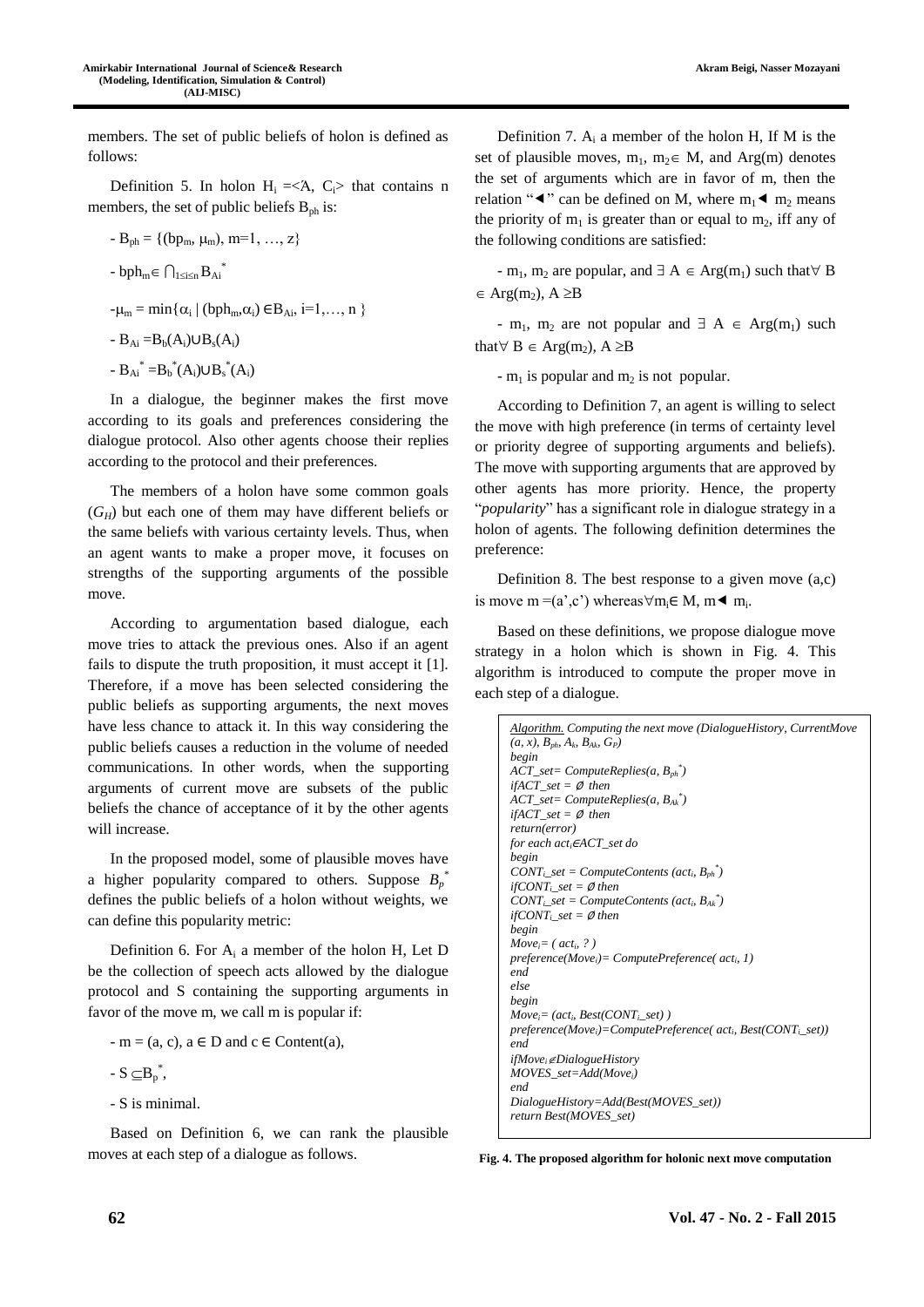members. The set of public beliefs of holon is defined as follows:

Definition 5. In holon $H_i = \langle A, C_i \rangle$ that contains n members, the set of public beliefs $B_{ph}$ is:

- $B_{ph} = \{(bp_m, \mu_m), m=1, \ldots, z\}$
- $bph_m \in \bigcap_{1 \le i \le n} B_{Ai}^*$
- $\mu_m = \min\{\alpha_i \mid (bph_m, \alpha_i) \in B_{Ai}, i=1, \ldots, n\}$
- $B_{Ai} = B_b(A_i) \cup B_s(A_i)$
- $B_{Ai}^* = B_b^*(A_i) \cup B_s^*(A_i)$

In a dialogue, the beginner makes the first move according to its goals and preferences considering the dialogue protocol. Also other agents choose their replies according to the protocol and their preferences.

The members of a holon have some common goals ($G_H$) but each one of them may have different beliefs or the same beliefs with various certainty levels. Thus, when an agent wants to make a proper move, it focuses on strengths of the supporting arguments of the possible move.

According to argumentation based dialogue, each move tries to attack the previous ones. Also if an agent fails to dispute the truth proposition, it must accept it [1]. Therefore, if a move has been selected considering the public beliefs as supporting arguments, the next moves have less chance to attack it. In this way considering the public beliefs causes a reduction in the volume of needed communications. In other words, when the supporting arguments of current move are subsets of the public beliefs the chance of acceptance of it by the other agents will increase.

In the proposed model, some of plausible moves have a higher popularity compared to others. Suppose $B_p^*$ defines the public beliefs of a holon without weights, we can define this popularity metric:

Definition 6. For $A_i$ a member of the holon H, Let D be the collection of speech acts allowed by the dialogue protocol and S containing the supporting arguments in favor of the move m, we call m is popular if:

- $m = (a, c)$, $a \in D$ and $c \in \text{Content}(a)$,
- $S \subseteq B_p^*$,
- S is minimal.

Based on Definition 6, we can rank the plausible moves at each step of a dialogue as follows.

Definition 7. $A_i$ a member of the holon H, If M is the set of plausible moves, $m_1, m_2 \in M$, and Arg(m) denotes the set of arguments which are in favor of m, then the relation "◄" can be defined on M, where $m_1 ◄ m_2$ means the priority of $m_1$ is greater than or equal to $m_2$, iff any of the following conditions are satisfied:

- $m_1$, $m_2$ are popular, and $\exists A \in \text{Arg}(m_1)$ such that $\forall B \in \text{Arg}(m_2)$, $A \ge B$
- $m_1$, $m_2$ are not popular and $\exists A \in \text{Arg}(m_1)$ such that $\forall B \in \text{Arg}(m_2)$, $A \ge B$
- $m_1$ is popular and $m_2$ is not popular.

According to Definition 7, an agent is willing to select the move with high preference (in terms of certainty level or priority degree of supporting arguments and beliefs). The move with supporting arguments that are approved by other agents has more priority. Hence, the property "*popularity*" has a significant role in dialogue strategy in a holon of agents. The following definition determines the preference:

Definition 8. The best response to a given move (a,c) is move $m = (a', c')$ whereas $\forall m_i \in M$, $m ◄ m_i$.

Based on these definitions, we propose dialogue move strategy in a holon which is shown in Fig. 4. This algorithm is introduced to compute the proper move in each step of a dialogue.

```
Algorithm. Computing the next move (DialogueHistory, CurrentMove
(a, x), B_ph, A_k, B_Ak, G_P)
begin
ACT_set= ComputeReplies(a, B_ph^*)
ifACT_set = Ø then
ACT_set= ComputeReplies(a, B_Ak^*)
ifACT_set = Ø then
return(error)
for each act_i∈ACT_set do
begin
CONT_i_set = ComputeContents (act_i, B_ph^*)
ifCONT_i_set = Ø then
CONT_i_set = ComputeContents (act_i, B_Ak^*)
ifCONT_i_set = Ø then
begin
Move_i= ( act_i, ? )
preference(Move_i)= ComputePreference( act_i, 1)
end
else
begin
Move_i= (act_i, Best(CONT_i_set) )
preference(Move_i)=ComputePreference( act_i, Best(CONT_i_set))
end
ifMove_i ∉DialogueHistory
MOVES_set=Add(Move_i)
end
DialogueHistory=Add(Best(MOVES_set))
return Best(MOVES_set)
```

**Fig. 4. The proposed algorithm for holonic next move computation**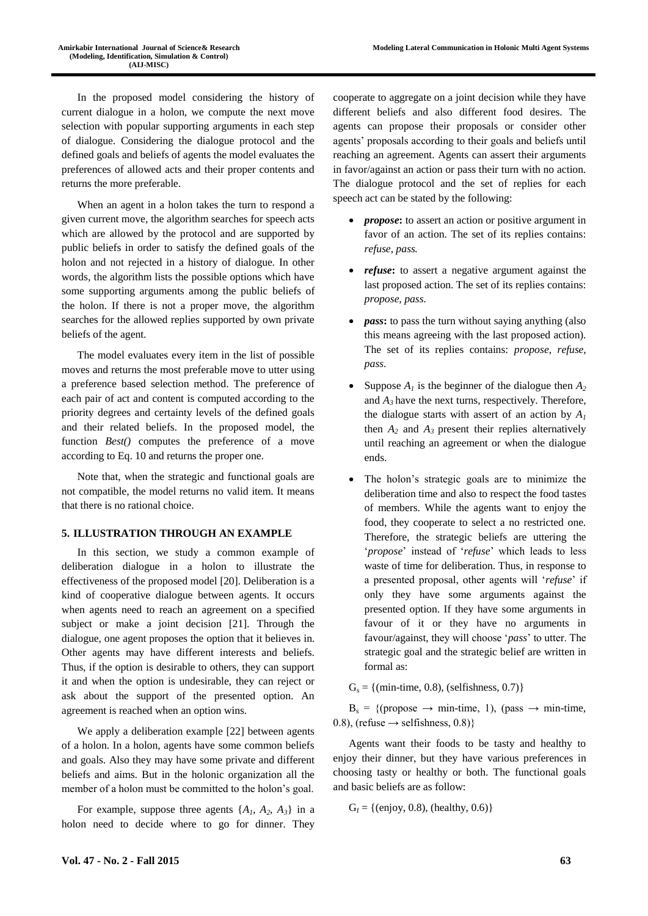In the proposed model considering the history of current dialogue in a holon, we compute the next move selection with popular supporting arguments in each step of dialogue. Considering the dialogue protocol and the defined goals and beliefs of agents the model evaluates the preferences of allowed acts and their proper contents and returns the more preferable.

When an agent in a holon takes the turn to respond a given current move, the algorithm searches for speech acts which are allowed by the protocol and are supported by public beliefs in order to satisfy the defined goals of the holon and not rejected in a history of dialogue. In other words, the algorithm lists the possible options which have some supporting arguments among the public beliefs of the holon. If there is not a proper move, the algorithm searches for the allowed replies supported by own private beliefs of the agent.

The model evaluates every item in the list of possible moves and returns the most preferable move to utter using a preference based selection method. The preference of each pair of act and content is computed according to the priority degrees and certainty levels of the defined goals and their related beliefs. In the proposed model, the function *Best()* computes the preference of a move according to Eq. 10 and returns the proper one.

Note that, when the strategic and functional goals are not compatible, the model returns no valid item. It means that there is no rational choice.

## 5. ILLUSTRATION THROUGH AN EXAMPLE

In this section, we study a common example of deliberation dialogue in a holon to illustrate the effectiveness of the proposed model [20]. Deliberation is a kind of cooperative dialogue between agents. It occurs when agents need to reach an agreement on a specified subject or make a joint decision [21]. Through the dialogue, one agent proposes the option that it believes in. Other agents may have different interests and beliefs. Thus, if the option is desirable to others, they can support it and when the option is undesirable, they can reject or ask about the support of the presented option. An agreement is reached when an option wins.

We apply a deliberation example [22] between agents of a holon. In a holon, agents have some common beliefs and goals. Also they may have some private and different beliefs and aims. But in the holonic organization all the member of a holon must be committed to the holon's goal.

For example, suppose three agents $\{A_1, A_2, A_3\}$ in a holon need to decide where to go for dinner. They cooperate to aggregate on a joint decision while they have different beliefs and also different food desires. The agents can propose their proposals or consider other agents' proposals according to their goals and beliefs until reaching an agreement. Agents can assert their arguments in favor/against an action or pass their turn with no action. The dialogue protocol and the set of replies for each speech act can be stated by the following:

- ***propose*:** to assert an action or positive argument in favor of an action. The set of its replies contains: *refuse*, *pass.*
- ***refuse*:** to assert a negative argument against the last proposed action. The set of its replies contains: *propose*, *pass*.
- ***pass*:** to pass the turn without saying anything (also this means agreeing with the last proposed action). The set of its replies contains: *propose*, *refuse*, *pass*.
- Suppose $A_1$ is the beginner of the dialogue then $A_2$ and $A_3$ have the next turns, respectively. Therefore, the dialogue starts with assert of an action by $A_1$ then $A_2$ and $A_3$ present their replies alternatively until reaching an agreement or when the dialogue ends.
- The holon's strategic goals are to minimize the deliberation time and also to respect the food tastes of members. While the agents want to enjoy the food, they cooperate to select a no restricted one. Therefore, the strategic beliefs are uttering the '*propose*' instead of '*refuse*' which leads to less waste of time for deliberation. Thus, in response to a presented proposal, other agents will '*refuse*' if only they have some arguments against the presented option. If they have some arguments in favour of it or they have no arguments in favour/against, they will choose '*pass*' to utter. The strategic goal and the strategic belief are written in formal as:

$G_s$ = {(min-time, 0.8), (selfishness, 0.7)}

$B_s$ = {(propose → min-time, 1), (pass → min-time, 0.8), (refuse → selfishness, 0.8)}

Agents want their foods to be tasty and healthy to enjoy their dinner, but they have various preferences in choosing tasty or healthy or both. The functional goals and basic beliefs are as follow:

$G_f$ = {(enjoy, 0.8), (healthy, 0.6)}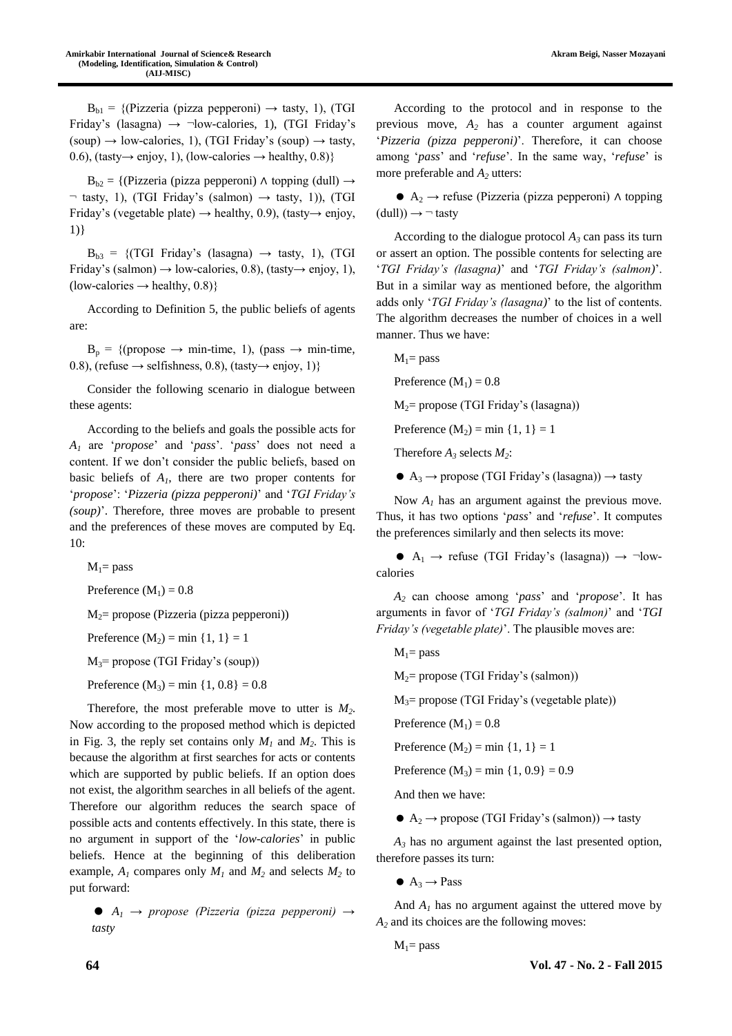$B_{b1}$ = {(Pizzeria (pizza pepperoni) → tasty, 1), (TGI Friday's (lasagna) → ¬low-calories, 1), (TGI Friday's (soup) → low-calories, 1), (TGI Friday's (soup) → tasty, 0.6), (tasty→ enjoy, 1), (low-calories → healthy, 0.8)}

$B_{b2}$ = {(Pizzeria (pizza pepperoni) ∧ topping (dull) → ¬ tasty, 1), (TGI Friday's (salmon) → tasty, 1)), (TGI Friday's (vegetable plate) → healthy, 0.9), (tasty→ enjoy, 1)}

$B_{b3}$ = {(TGI Friday's (lasagna) → tasty, 1), (TGI Friday's (salmon) → low-calories, 0.8), (tasty→ enjoy, 1), (low-calories → healthy, 0.8)}

According to Definition 5, the public beliefs of agents are:

$B_p$ = {(propose → min-time, 1), (pass → min-time, 0.8), (refuse → selfishness, 0.8), (tasty→ enjoy, 1)}

Consider the following scenario in dialogue between these agents:

According to the beliefs and goals the possible acts for $A_1$ are '*propose*' and '*pass*'. '*pass*' does not need a content. If we don't consider the public beliefs, based on basic beliefs of $A_1$, there are two proper contents for '*propose*': '*Pizzeria (pizza pepperoni)*' and '*TGI Friday's (soup)*'. Therefore, three moves are probable to present and the preferences of these moves are computed by Eq. 10:

$M_1$= pass

Preference ($M_1$) = 0.8

$M_2$= propose (Pizzeria (pizza pepperoni))

Preference ($M_2$) = min {1, 1} = 1

$M_3$= propose (TGI Friday's (soup))

Preference ($M_3$) = min {1, 0.8} = 0.8

Therefore, the most preferable move to utter is $M_2$. Now according to the proposed method which is depicted in Fig. 3, the reply set contains only $M_1$ and $M_2$. This is because the algorithm at first searches for acts or contents which are supported by public beliefs. If an option does not exist, the algorithm searches in all beliefs of the agent. Therefore our algorithm reduces the search space of possible acts and contents effectively. In this state, there is no argument in support of the '*low-calories*' in public beliefs. Hence at the beginning of this deliberation example, $A_1$ compares only $M_1$ and $M_2$ and selects $M_2$ to put forward:

- *$A_1$ → propose (Pizzeria (pizza pepperoni) → tasty*

According to the protocol and in response to the previous move, $A_2$ has a counter argument against '*Pizzeria (pizza pepperoni)*'. Therefore, it can choose among '*pass*' and '*refuse*'. In the same way, '*refuse*' is more preferable and $A_2$ utters:

- $A_2$ → refuse (Pizzeria (pizza pepperoni) ∧ topping (dull)) → ¬ tasty

According to the dialogue protocol $A_3$ can pass its turn or assert an option. The possible contents for selecting are '*TGI Friday's (lasagna)*' and '*TGI Friday's (salmon)*'. But in a similar way as mentioned before, the algorithm adds only '*TGI Friday's (lasagna)*' to the list of contents. The algorithm decreases the number of choices in a well manner. Thus we have:

$M_1$= pass

Preference ($M_1$) = 0.8

$M_2$= propose (TGI Friday's (lasagna))

Preference ($M_2$) = min {1, 1} = 1

Therefore $A_3$ selects $M_2$:

- $A_3$ → propose (TGI Friday's (lasagna)) → tasty

Now $A_1$ has an argument against the previous move. Thus, it has two options '*pass*' and '*refuse*'. It computes the preferences similarly and then selects its move:

- $A_1$ → refuse (TGI Friday's (lasagna)) → ¬low-calories

$A_2$ can choose among '*pass*' and '*propose*'. It has arguments in favor of '*TGI Friday's (salmon)*' and '*TGI Friday's (vegetable plate)*'. The plausible moves are:

$M_1$= pass

$M_2$= propose (TGI Friday's (salmon))

$M_3$= propose (TGI Friday's (vegetable plate))

Preference ($M_1$) = 0.8

Preference ($M_2$) = min {1, 1} = 1

Preference ($M_3$) = min {1, 0.9} = 0.9

And then we have:

- $A_2$ → propose (TGI Friday's (salmon)) → tasty

$A_3$ has no argument against the last presented option, therefore passes its turn:

- $A_3$ → Pass

And $A_1$ has no argument against the uttered move by $A_2$ and its choices are the following moves:

$M_1$= pass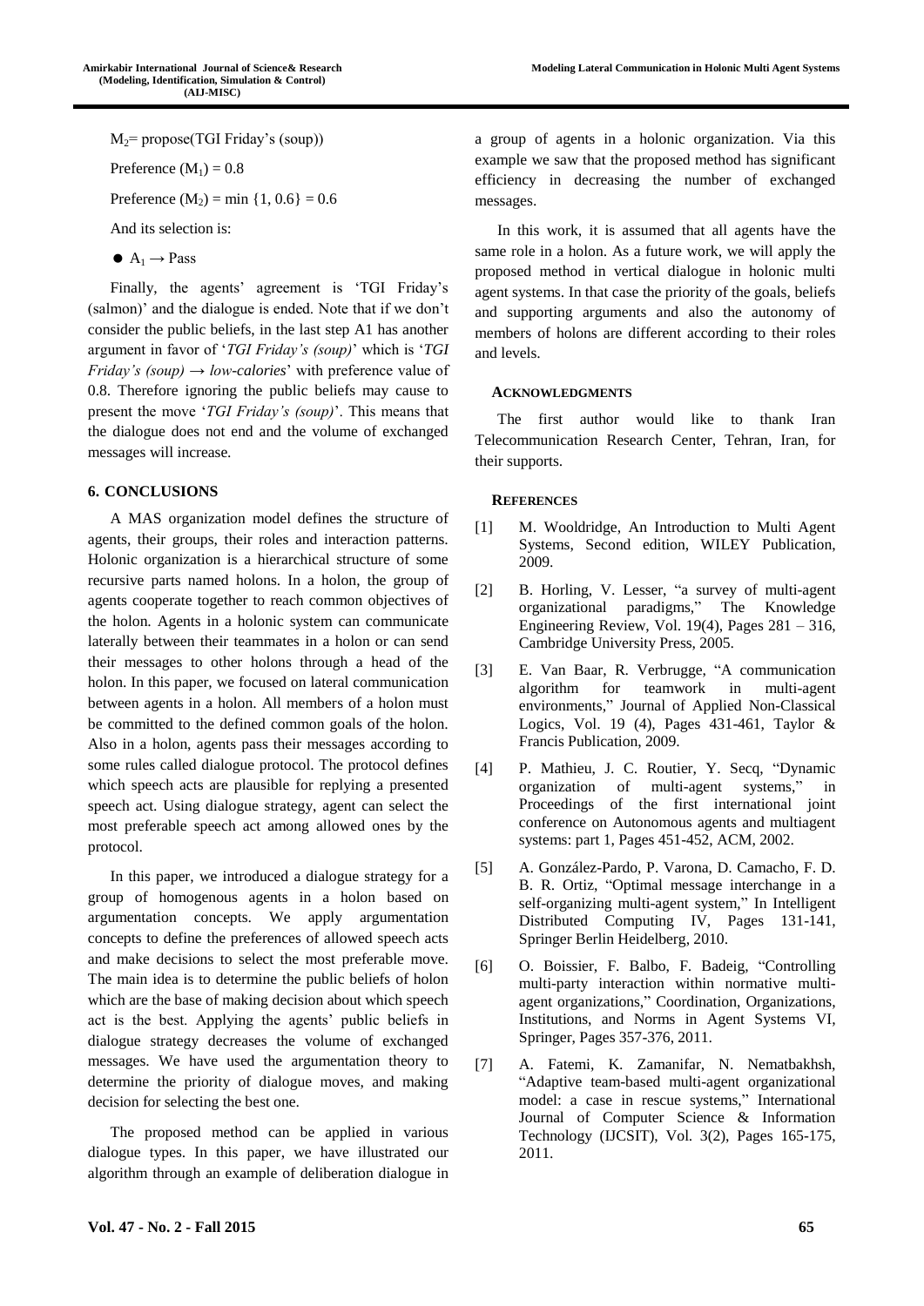$M_2$= propose(TGI Friday's (soup))

Preference ($M_1$) = 0.8

Preference ($M_2$) = min {1, 0.6} = 0.6

And its selection is:

- $A_1 \rightarrow$ Pass

Finally, the agents' agreement is 'TGI Friday's (salmon)' and the dialogue is ended. Note that if we don't consider the public beliefs, in the last step A1 has another argument in favor of '*TGI Friday's (soup)*' which is '*TGI Friday's (soup) → low-calories*' with preference value of 0.8. Therefore ignoring the public beliefs may cause to present the move '*TGI Friday's (soup)*'. This means that the dialogue does not end and the volume of exchanged messages will increase.

## 6. CONCLUSIONS

A MAS organization model defines the structure of agents, their groups, their roles and interaction patterns. Holonic organization is a hierarchical structure of some recursive parts named holons. In a holon, the group of agents cooperate together to reach common objectives of the holon. Agents in a holonic system can communicate laterally between their teammates in a holon or can send their messages to other holons through a head of the holon. In this paper, we focused on lateral communication between agents in a holon. All members of a holon must be committed to the defined common goals of the holon. Also in a holon, agents pass their messages according to some rules called dialogue protocol. The protocol defines which speech acts are plausible for replying a presented speech act. Using dialogue strategy, agent can select the most preferable speech act among allowed ones by the protocol.

In this paper, we introduced a dialogue strategy for a group of homogenous agents in a holon based on argumentation concepts. We apply argumentation concepts to define the preferences of allowed speech acts and make decisions to select the most preferable move. The main idea is to determine the public beliefs of holon which are the base of making decision about which speech act is the best. Applying the agents' public beliefs in dialogue strategy decreases the volume of exchanged messages. We have used the argumentation theory to determine the priority of dialogue moves, and making decision for selecting the best one.

The proposed method can be applied in various dialogue types. In this paper, we have illustrated our algorithm through an example of deliberation dialogue in a group of agents in a holonic organization. Via this example we saw that the proposed method has significant efficiency in decreasing the number of exchanged messages.

In this work, it is assumed that all agents have the same role in a holon. As a future work, we will apply the proposed method in vertical dialogue in holonic multi agent systems. In that case the priority of the goals, beliefs and supporting arguments and also the autonomy of members of holons are different according to their roles and levels.

### ACKNOWLEDGMENTS

The first author would like to thank Iran Telecommunication Research Center, Tehran, Iran, for their supports.

### REFERENCES

[1] M. Wooldridge, An Introduction to Multi Agent Systems, Second edition, WILEY Publication, 2009.

[2] B. Horling, V. Lesser, "a survey of multi-agent organizational paradigms," The Knowledge Engineering Review, Vol. 19(4), Pages 281 – 316, Cambridge University Press, 2005.

[3] E. Van Baar, R. Verbrugge, "A communication algorithm for teamwork in multi-agent environments," Journal of Applied Non-Classical Logics, Vol. 19 (4), Pages 431-461, Taylor & Francis Publication, 2009.

[4] P. Mathieu, J. C. Routier, Y. Secq, "Dynamic organization of multi-agent systems," in Proceedings of the first international joint conference on Autonomous agents and multiagent systems: part 1, Pages 451-452, ACM, 2002.

[5] A. González-Pardo, P. Varona, D. Camacho, F. D. B. R. Ortiz, "Optimal message interchange in a self-organizing multi-agent system," In Intelligent Distributed Computing IV, Pages 131-141, Springer Berlin Heidelberg, 2010.

[6] O. Boissier, F. Balbo, F. Badeig, "Controlling multi-party interaction within normative multi-agent organizations," Coordination, Organizations, Institutions, and Norms in Agent Systems VI, Springer, Pages 357-376, 2011.

[7] A. Fatemi, K. Zamanifar, N. Nematbakhsh, "Adaptive team-based multi-agent organizational model: a case in rescue systems," International Journal of Computer Science & Information Technology (IJCSIT), Vol. 3(2), Pages 165-175, 2011.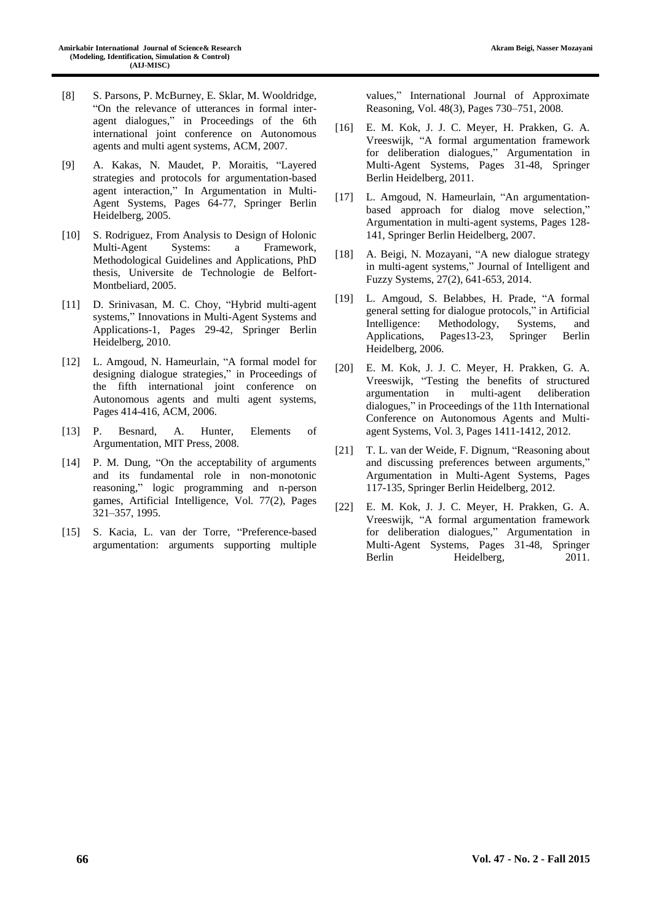[8] S. Parsons, P. McBurney, E. Sklar, M. Wooldridge, "On the relevance of utterances in formal inter-agent dialogues," in Proceedings of the 6th international joint conference on Autonomous agents and multi agent systems, ACM, 2007.

[9] A. Kakas, N. Maudet, P. Moraitis, "Layered strategies and protocols for argumentation-based agent interaction," In Argumentation in Multi-Agent Systems, Pages 64-77, Springer Berlin Heidelberg, 2005.

[10] S. Rodriguez, From Analysis to Design of Holonic Multi-Agent Systems: a Framework, Methodological Guidelines and Applications, PhD thesis, Universite de Technologie de Belfort-Montbeliard, 2005.

[11] D. Srinivasan, M. C. Choy, "Hybrid multi-agent systems," Innovations in Multi-Agent Systems and Applications-1, Pages 29-42, Springer Berlin Heidelberg, 2010.

[12] L. Amgoud, N. Hameurlain, "A formal model for designing dialogue strategies," in Proceedings of the fifth international joint conference on Autonomous agents and multi agent systems, Pages 414-416, ACM, 2006.

[13] P. Besnard, A. Hunter, Elements of Argumentation, MIT Press, 2008.

[14] P. M. Dung, "On the acceptability of arguments and its fundamental role in non-monotonic reasoning," logic programming and n-person games, Artificial Intelligence, Vol. 77(2), Pages 321–357, 1995.

[15] S. Kacia, L. van der Torre, "Preference-based argumentation: arguments supporting multiple values," International Journal of Approximate Reasoning, Vol. 48(3), Pages 730–751, 2008.

[16] E. M. Kok, J. J. C. Meyer, H. Prakken, G. A. Vreeswijk, "A formal argumentation framework for deliberation dialogues," Argumentation in Multi-Agent Systems, Pages 31-48, Springer Berlin Heidelberg, 2011.

[17] L. Amgoud, N. Hameurlain, "An argumentation-based approach for dialog move selection," Argumentation in multi-agent systems, Pages 128-141, Springer Berlin Heidelberg, 2007.

[18] A. Beigi, N. Mozayani, "A new dialogue strategy in multi-agent systems," Journal of Intelligent and Fuzzy Systems, 27(2), 641-653, 2014.

[19] L. Amgoud, S. Belabbes, H. Prade, "A formal general setting for dialogue protocols," in Artificial Intelligence: Methodology, Systems, and Applications, Pages13-23, Springer Berlin Heidelberg, 2006.

[20] E. M. Kok, J. J. C. Meyer, H. Prakken, G. A. Vreeswijk, "Testing the benefits of structured argumentation in multi-agent deliberation dialogues," in Proceedings of the 11th International Conference on Autonomous Agents and Multi-agent Systems, Vol. 3, Pages 1411-1412, 2012.

[21] T. L. van der Weide, F. Dignum, "Reasoning about and discussing preferences between arguments," Argumentation in Multi-Agent Systems, Pages 117-135, Springer Berlin Heidelberg, 2012.

[22] E. M. Kok, J. J. C. Meyer, H. Prakken, G. A. Vreeswijk, "A formal argumentation framework for deliberation dialogues," Argumentation in Multi-Agent Systems, Pages 31-48, Springer Berlin Heidelberg, 2011.